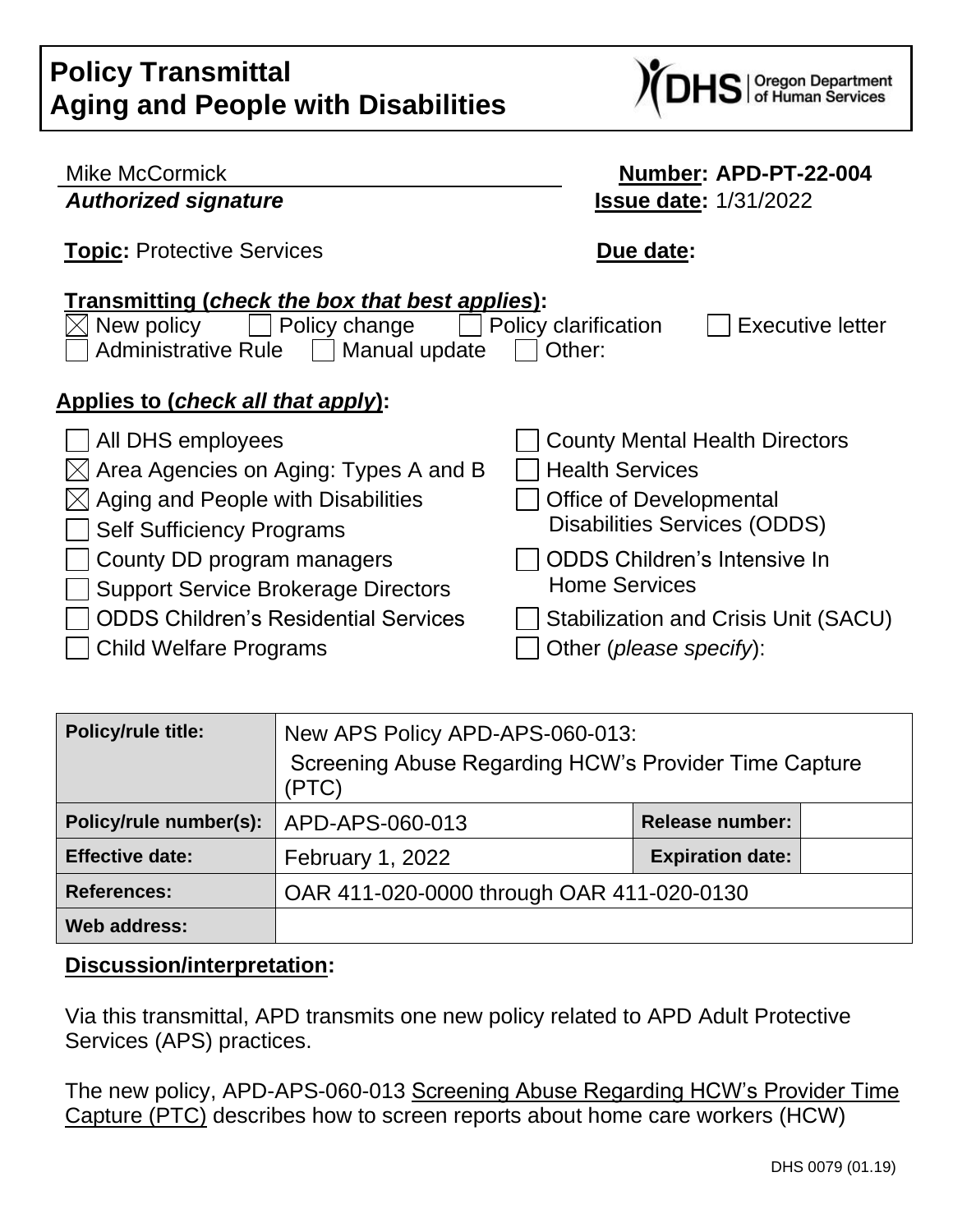# Policy Transmittal
# Aging and People with Disabilities

Mike McCormick
*Authorized signature*

**Number: APD-PT-22-004**
**Issue date:** 1/31/2022

**Topic:** Protective Services

**Due date:**

**Transmitting (*check the box that best applies*):**

☒ New policy ☐ Policy change ☐ Policy clarification ☐ Executive letter
☐ Administrative Rule ☐ Manual update ☐ Other:

**Applies to (*check all that apply*):**

☐ All DHS employees
☒ Area Agencies on Aging: Types A and B
☒ Aging and People with Disabilities
☐ Self Sufficiency Programs
☐ County DD program managers
☐ Support Service Brokerage Directors
☐ ODDS Children's Residential Services
☐ Child Welfare Programs
☐ County Mental Health Directors
☐ Health Services
☐ Office of Developmental Disabilities Services (ODDS)
☐ ODDS Children's Intensive In Home Services
☐ Stabilization and Crisis Unit (SACU)
☐ Other (*please specify*):

| **Policy/rule title:** | New APS Policy APD-APS-060-013: Screening Abuse Regarding HCW's Provider Time Capture (PTC) | | |
|---|---|---|---|
| **Policy/rule number(s):** | APD-APS-060-013 | **Release number:** | |
| **Effective date:** | February 1, 2022 | **Expiration date:** | |
| **References:** | OAR 411-020-0000 through OAR 411-020-0130 | | |
| **Web address:** | | | |

**Discussion/interpretation:**

Via this transmittal, APD transmits one new policy related to APD Adult Protective Services (APS) practices.

The new policy, APD-APS-060-013 Screening Abuse Regarding HCW's Provider Time Capture (PTC) describes how to screen reports about home care workers (HCW)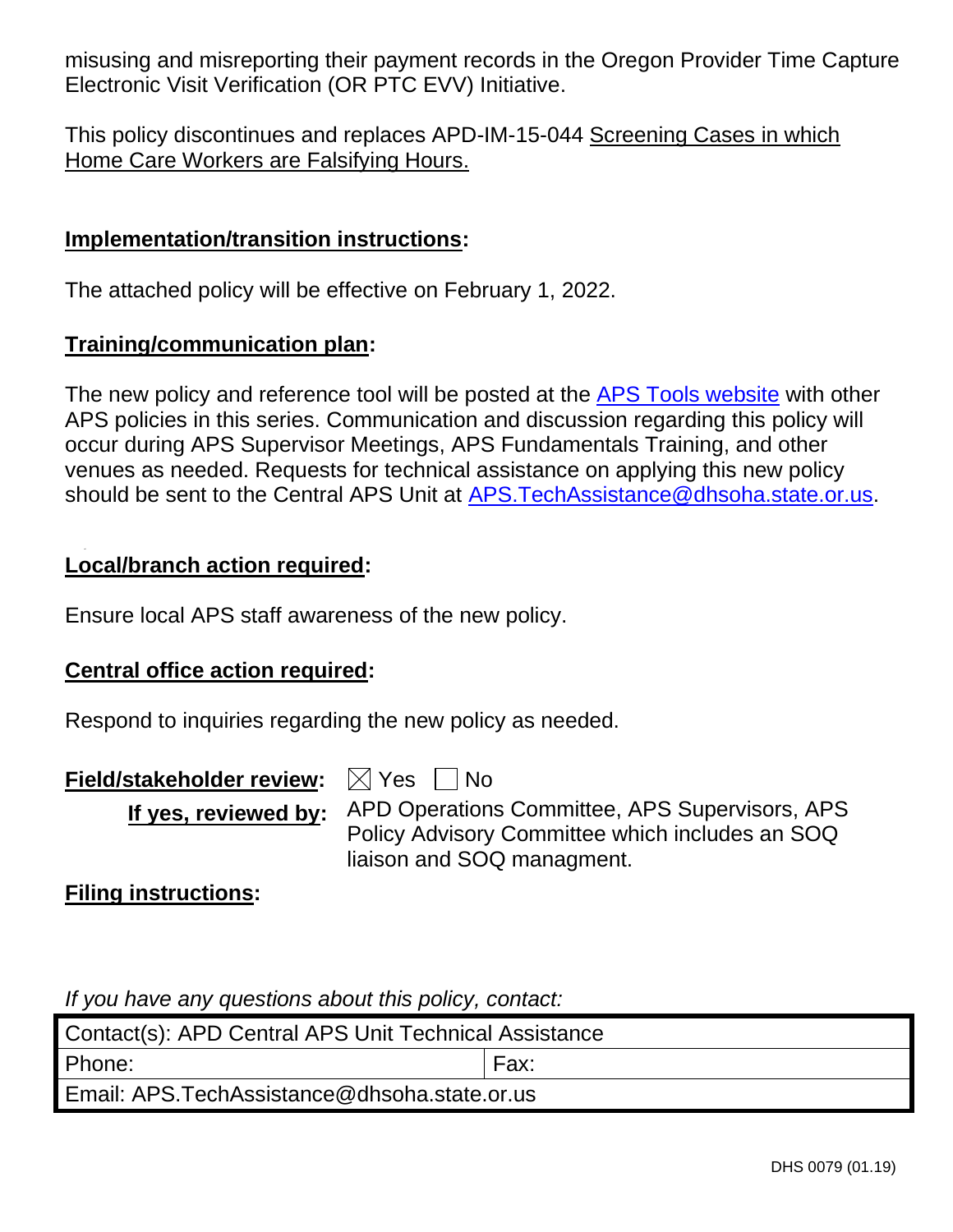misusing and misreporting their payment records in the Oregon Provider Time Capture Electronic Visit Verification (OR PTC EVV) Initiative.

This policy discontinues and replaces APD-IM-15-044 Screening Cases in which Home Care Workers are Falsifying Hours.

**Implementation/transition instructions:**

The attached policy will be effective on February 1, 2022.

**Training/communication plan:**

The new policy and reference tool will be posted at the [APS Tools website]() with other APS policies in this series. Communication and discussion regarding this policy will occur during APS Supervisor Meetings, APS Fundamentals Training, and other venues as needed. Requests for technical assistance on applying this new policy should be sent to the Central APS Unit at [APS.TechAssistance@dhsoha.state.or.us](mailto:APS.TechAssistance@dhsoha.state.or.us).

**Local/branch action required:**

Ensure local APS staff awareness of the new policy.

**Central office action required:**

Respond to inquiries regarding the new policy as needed.

**Field/stakeholder review:** ☒ Yes ☐ No

**If yes, reviewed by:** APD Operations Committee, APS Supervisors, APS Policy Advisory Committee which includes an SOQ liaison and SOQ managment.

**Filing instructions:**

*If you have any questions about this policy, contact:*

| Contact(s): APD Central APS Unit Technical Assistance | |
|---|---|
| Phone: | Fax: |
| Email: APS.TechAssistance@dhsoha.state.or.us | |

DHS 0079 (01.19)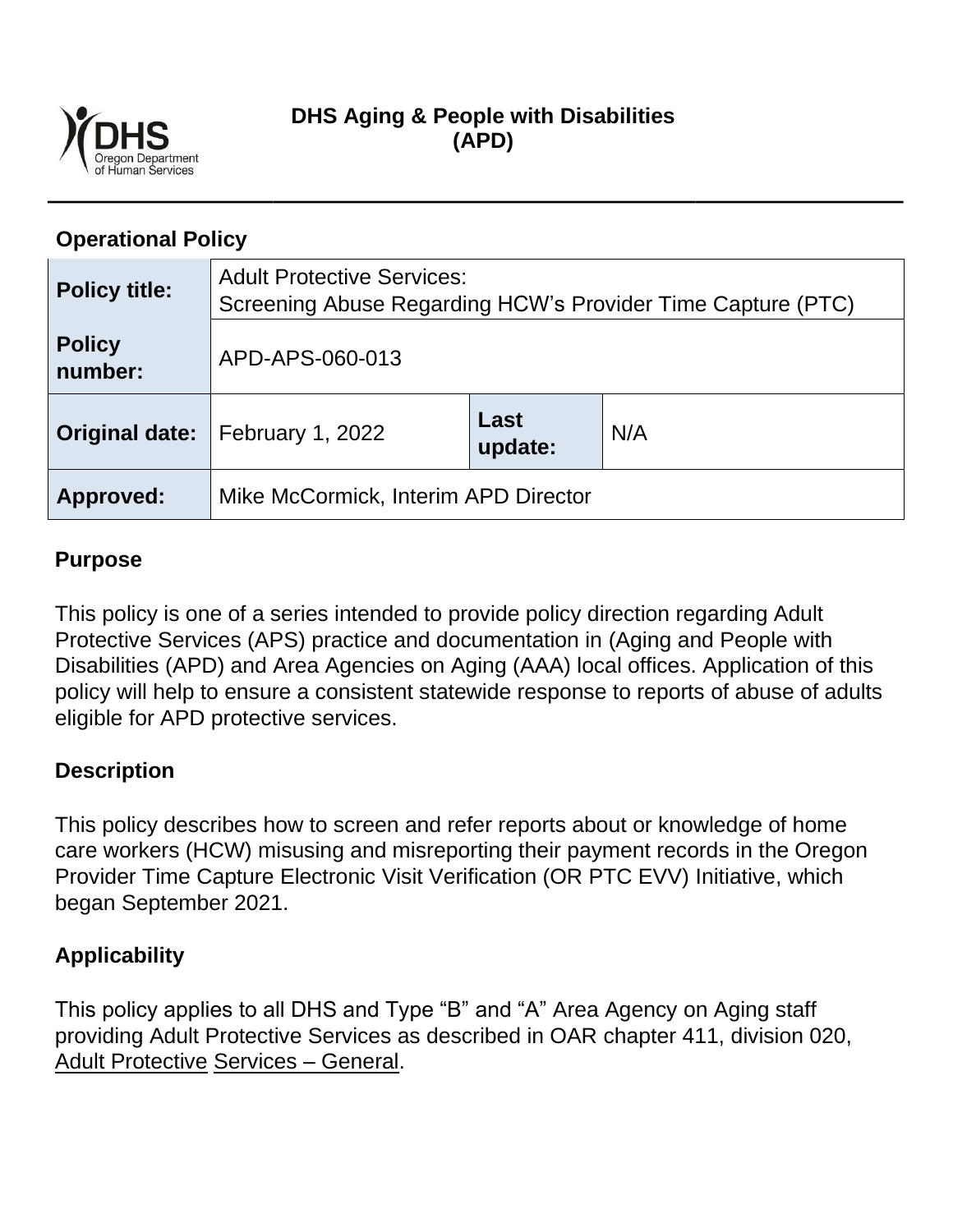**DHS Aging & People with Disabilities (APD)**

**Operational Policy**

| **Policy title:** | Adult Protective Services: Screening Abuse Regarding HCW's Provider Time Capture (PTC) | | |
|---|---|---|---|
| **Policy number:** | APD-APS-060-013 | | |
| **Original date:** | February 1, 2022 | **Last update:** | N/A |
| **Approved:** | Mike McCormick, Interim APD Director | | |

## Purpose

This policy is one of a series intended to provide policy direction regarding Adult Protective Services (APS) practice and documentation in (Aging and People with Disabilities (APD) and Area Agencies on Aging (AAA) local offices. Application of this policy will help to ensure a consistent statewide response to reports of abuse of adults eligible for APD protective services.

## Description

This policy describes how to screen and refer reports about or knowledge of home care workers (HCW) misusing and misreporting their payment records in the Oregon Provider Time Capture Electronic Visit Verification (OR PTC EVV) Initiative, which began September 2021.

## Applicability

This policy applies to all DHS and Type "B" and "A" Area Agency on Aging staff providing Adult Protective Services as described in OAR chapter 411, division 020, Adult Protective Services – General.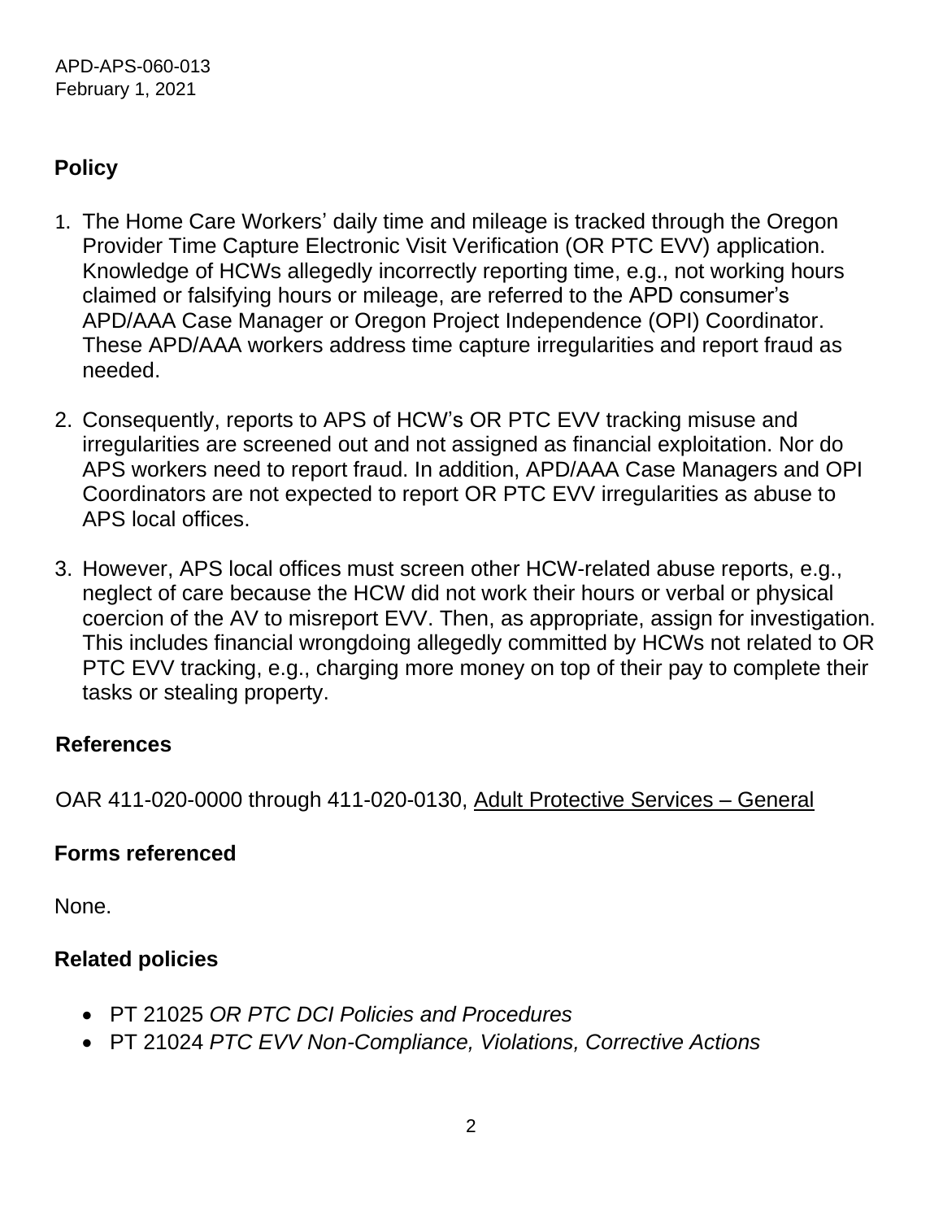APD-APS-060-013
February 1, 2021

## Policy

1. The Home Care Workers' daily time and mileage is tracked through the Oregon Provider Time Capture Electronic Visit Verification (OR PTC EVV) application. Knowledge of HCWs allegedly incorrectly reporting time, e.g., not working hours claimed or falsifying hours or mileage, are referred to the APD consumer's APD/AAA Case Manager or Oregon Project Independence (OPI) Coordinator. These APD/AAA workers address time capture irregularities and report fraud as needed.

2. Consequently, reports to APS of HCW's OR PTC EVV tracking misuse and irregularities are screened out and not assigned as financial exploitation. Nor do APS workers need to report fraud. In addition, APD/AAA Case Managers and OPI Coordinators are not expected to report OR PTC EVV irregularities as abuse to APS local offices.

3. However, APS local offices must screen other HCW-related abuse reports, e.g., neglect of care because the HCW did not work their hours or verbal or physical coercion of the AV to misreport EVV. Then, as appropriate, assign for investigation. This includes financial wrongdoing allegedly committed by HCWs not related to OR PTC EVV tracking, e.g., charging more money on top of their pay to complete their tasks or stealing property.

## References

OAR 411-020-0000 through 411-020-0130, Adult Protective Services – General

## Forms referenced

None.

## Related policies

- PT 21025 *OR PTC DCI Policies and Procedures*
- PT 21024 *PTC EVV Non-Compliance, Violations, Corrective Actions*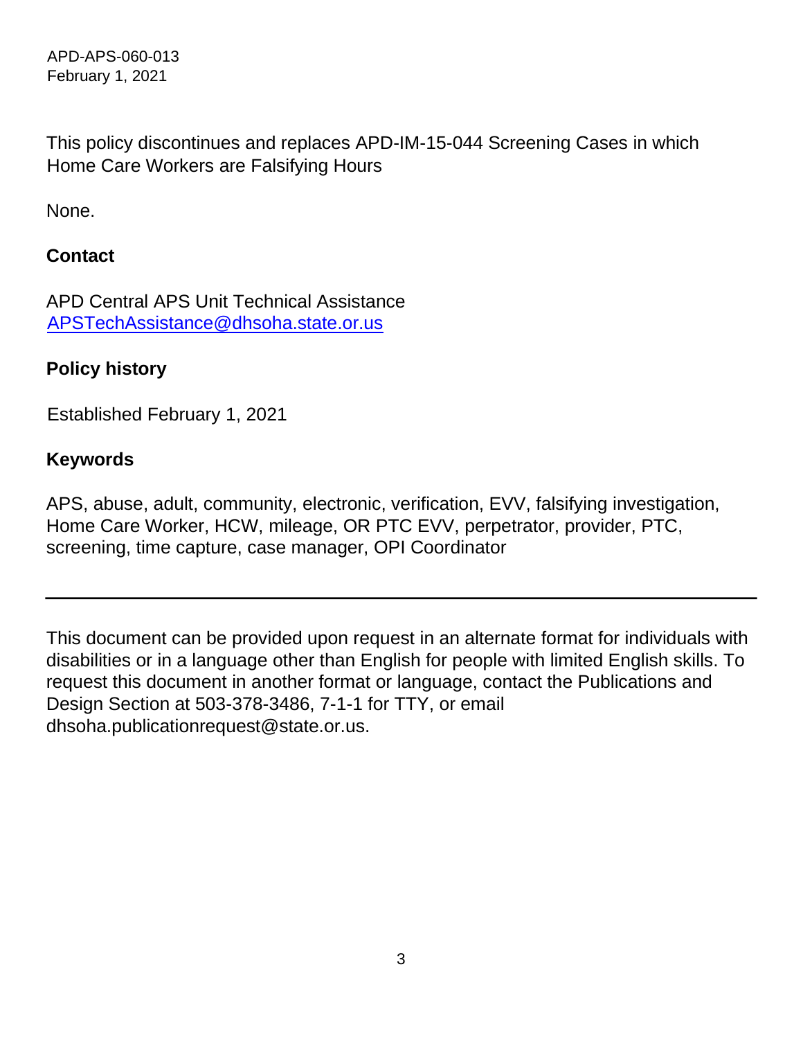APD-APS-060-013
February 1, 2021

This policy discontinues and replaces APD-IM-15-044 Screening Cases in which Home Care Workers are Falsifying Hours

None.

## Contact

APD Central APS Unit Technical Assistance
APSTechAssistance@dhsoha.state.or.us

## Policy history

Established February 1, 2021

## Keywords

APS, abuse, adult, community, electronic, verification, EVV, falsifying investigation, Home Care Worker, HCW, mileage, OR PTC EVV, perpetrator, provider, PTC, screening, time capture, case manager, OPI Coordinator

---

This document can be provided upon request in an alternate format for individuals with disabilities or in a language other than English for people with limited English skills. To request this document in another format or language, contact the Publications and Design Section at 503-378-3486, 7-1-1 for TTY, or email dhsoha.publicationrequest@state.or.us.